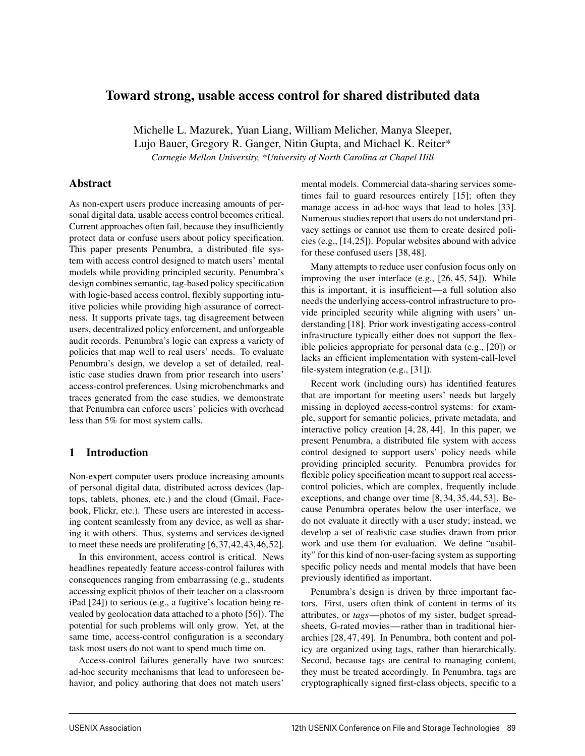# Toward strong, usable access control for shared distributed data

Michelle L. Mazurek, Yuan Liang, William Melicher, Manya Sleeper,
Lujo Bauer, Gregory R. Ganger, Nitin Gupta, and Michael K. Reiter*

*Carnegie Mellon University, *University of North Carolina at Chapel Hill*

## Abstract

As non-expert users produce increasing amounts of personal digital data, usable access control becomes critical. Current approaches often fail, because they insufficiently protect data or confuse users about policy specification. This paper presents Penumbra, a distributed file system with access control designed to match users' mental models while providing principled security. Penumbra's design combines semantic, tag-based policy specification with logic-based access control, flexibly supporting intuitive policies while providing high assurance of correctness. It supports private tags, tag disagreement between users, decentralized policy enforcement, and unforgeable audit records. Penumbra's logic can express a variety of policies that map well to real users' needs. To evaluate Penumbra's design, we develop a set of detailed, realistic case studies drawn from prior research into users' access-control preferences. Using microbenchmarks and traces generated from the case studies, we demonstrate that Penumbra can enforce users' policies with overhead less than 5% for most system calls.

## 1 Introduction

Non-expert computer users produce increasing amounts of personal digital data, distributed across devices (laptops, tablets, phones, etc.) and the cloud (Gmail, Facebook, Flickr, etc.). These users are interested in accessing content seamlessly from any device, as well as sharing it with others. Thus, systems and services designed to meet these needs are proliferating [6,37,42,43,46,52].

In this environment, access control is critical. News headlines repeatedly feature access-control failures with consequences ranging from embarrassing (e.g., students accessing explicit photos of their teacher on a classroom iPad [24]) to serious (e.g., a fugitive's location being revealed by geolocation data attached to a photo [56]). The potential for such problems will only grow. Yet, at the same time, access-control configuration is a secondary task most users do not want to spend much time on.

Access-control failures generally have two sources: ad-hoc security mechanisms that lead to unforeseen behavior, and policy authoring that does not match users' mental models. Commercial data-sharing services sometimes fail to guard resources entirely [15]; often they manage access in ad-hoc ways that lead to holes [33]. Numerous studies report that users do not understand privacy settings or cannot use them to create desired policies (e.g., [14,25]). Popular websites abound with advice for these confused users [38,48].

Many attempts to reduce user confusion focus only on improving the user interface (e.g., [26, 45, 54]). While this is important, it is insufficient—a full solution also needs the underlying access-control infrastructure to provide principled security while aligning with users' understanding [18]. Prior work investigating access-control infrastructure typically either does not support the flexible policies appropriate for personal data (e.g., [20]) or lacks an efficient implementation with system-call-level file-system integration (e.g., [31]).

Recent work (including ours) has identified features that are important for meeting users' needs but largely missing in deployed access-control systems: for example, support for semantic policies, private metadata, and interactive policy creation [4, 28, 44]. In this paper, we present Penumbra, a distributed file system with access control designed to support users' policy needs while providing principled security. Penumbra provides for flexible policy specification meant to support real access-control policies, which are complex, frequently include exceptions, and change over time [8, 34, 35, 44, 53]. Because Penumbra operates below the user interface, we do not evaluate it directly with a user study; instead, we develop a set of realistic case studies drawn from prior work and use them for evaluation. We define "usability" for this kind of non-user-facing system as supporting specific policy needs and mental models that have been previously identified as important.

Penumbra's design is driven by three important factors. First, users often think of content in terms of its attributes, or *tags*—photos of my sister, budget spreadsheets, G-rated movies—rather than in traditional hierarchies [28, 47, 49]. In Penumbra, both content and policy are organized using tags, rather than hierarchically. Second, because tags are central to managing content, they must be treated accordingly. In Penumbra, tags are cryptographically signed first-class objects, specific to a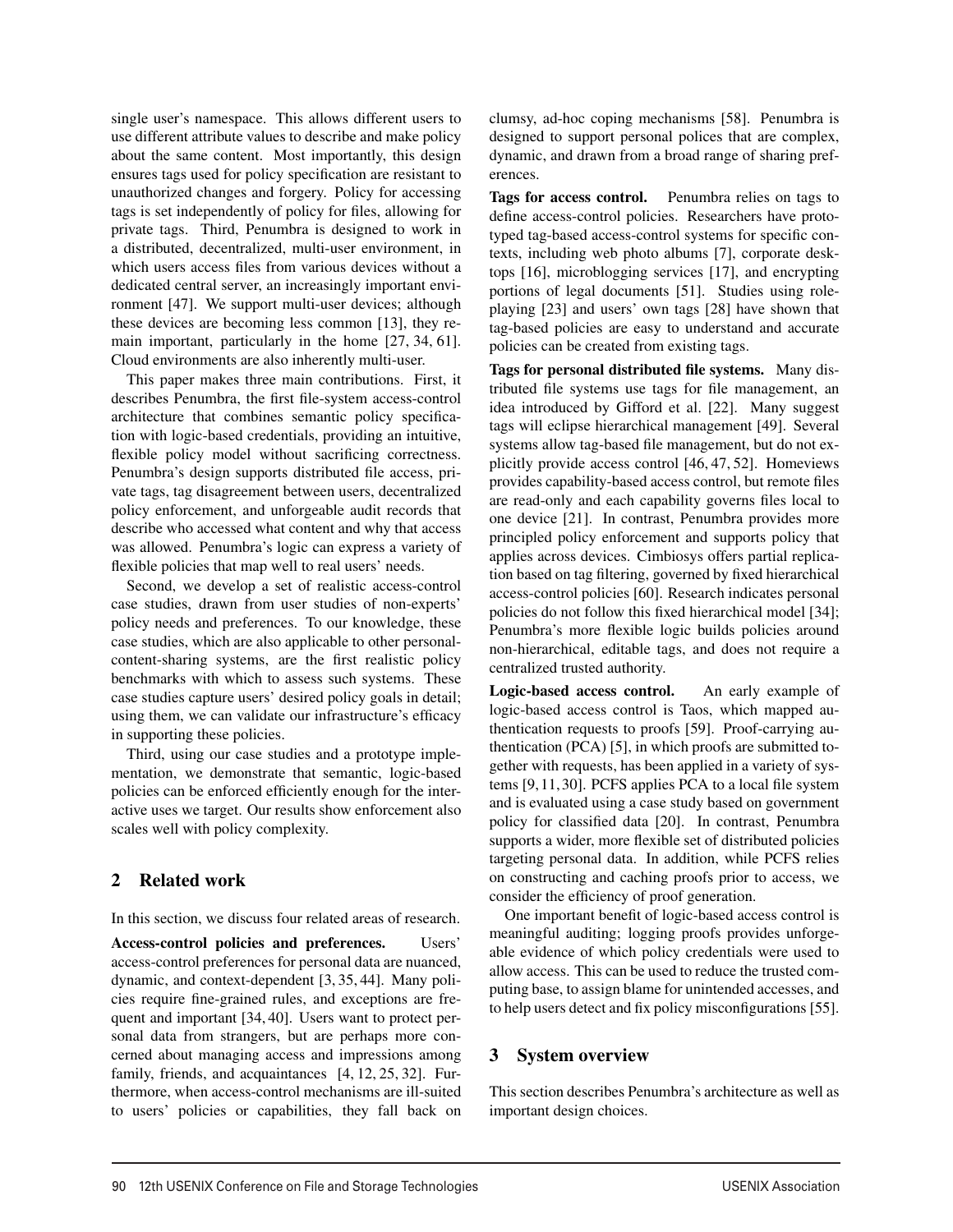single user's namespace. This allows different users to use different attribute values to describe and make policy about the same content. Most importantly, this design ensures tags used for policy specification are resistant to unauthorized changes and forgery. Policy for accessing tags is set independently of policy for files, allowing for private tags. Third, Penumbra is designed to work in a distributed, decentralized, multi-user environment, in which users access files from various devices without a dedicated central server, an increasingly important environment [47]. We support multi-user devices; although these devices are becoming less common [13], they remain important, particularly in the home [27, 34, 61]. Cloud environments are also inherently multi-user.

This paper makes three main contributions. First, it describes Penumbra, the first file-system access-control architecture that combines semantic policy specification with logic-based credentials, providing an intuitive, flexible policy model without sacrificing correctness. Penumbra's design supports distributed file access, private tags, tag disagreement between users, decentralized policy enforcement, and unforgeable audit records that describe who accessed what content and why that access was allowed. Penumbra's logic can express a variety of flexible policies that map well to real users' needs.

Second, we develop a set of realistic access-control case studies, drawn from user studies of non-experts' policy needs and preferences. To our knowledge, these case studies, which are also applicable to other personal-content-sharing systems, are the first realistic policy benchmarks with which to assess such systems. These case studies capture users' desired policy goals in detail; using them, we can validate our infrastructure's efficacy in supporting these policies.

Third, using our case studies and a prototype implementation, we demonstrate that semantic, logic-based policies can be enforced efficiently enough for the interactive uses we target. Our results show enforcement also scales well with policy complexity.

## 2 Related work

In this section, we discuss four related areas of research.

**Access-control policies and preferences.** Users' access-control preferences for personal data are nuanced, dynamic, and context-dependent [3, 35, 44]. Many policies require fine-grained rules, and exceptions are frequent and important [34, 40]. Users want to protect personal data from strangers, but are perhaps more concerned about managing access and impressions among family, friends, and acquaintances [4, 12, 25, 32]. Furthermore, when access-control mechanisms are ill-suited to users' policies or capabilities, they fall back on clumsy, ad-hoc coping mechanisms [58]. Penumbra is designed to support personal polices that are complex, dynamic, and drawn from a broad range of sharing preferences.

**Tags for access control.** Penumbra relies on tags to define access-control policies. Researchers have prototyped tag-based access-control systems for specific contexts, including web photo albums [7], corporate desktops [16], microblogging services [17], and encrypting portions of legal documents [51]. Studies using role-playing [23] and users' own tags [28] have shown that tag-based policies are easy to understand and accurate policies can be created from existing tags.

**Tags for personal distributed file systems.** Many distributed file systems use tags for file management, an idea introduced by Gifford et al. [22]. Many suggest tags will eclipse hierarchical management [49]. Several systems allow tag-based file management, but do not explicitly provide access control [46, 47, 52]. Homeviews provides capability-based access control, but remote files are read-only and each capability governs files local to one device [21]. In contrast, Penumbra provides more principled policy enforcement and supports policy that applies across devices. Cimbiosys offers partial replication based on tag filtering, governed by fixed hierarchical access-control policies [60]. Research indicates personal policies do not follow this fixed hierarchical model [34]; Penumbra's more flexible logic builds policies around non-hierarchical, editable tags, and does not require a centralized trusted authority.

**Logic-based access control.** An early example of logic-based access control is Taos, which mapped authentication requests to proofs [59]. Proof-carrying authentication (PCA) [5], in which proofs are submitted together with requests, has been applied in a variety of systems [9, 11, 30]. PCFS applies PCA to a local file system and is evaluated using a case study based on government policy for classified data [20]. In contrast, Penumbra supports a wider, more flexible set of distributed policies targeting personal data. In addition, while PCFS relies on constructing and caching proofs prior to access, we consider the efficiency of proof generation.

One important benefit of logic-based access control is meaningful auditing; logging proofs provides unforgeable evidence of which policy credentials were used to allow access. This can be used to reduce the trusted computing base, to assign blame for unintended accesses, and to help users detect and fix policy misconfigurations [55].

## 3 System overview

This section describes Penumbra's architecture as well as important design choices.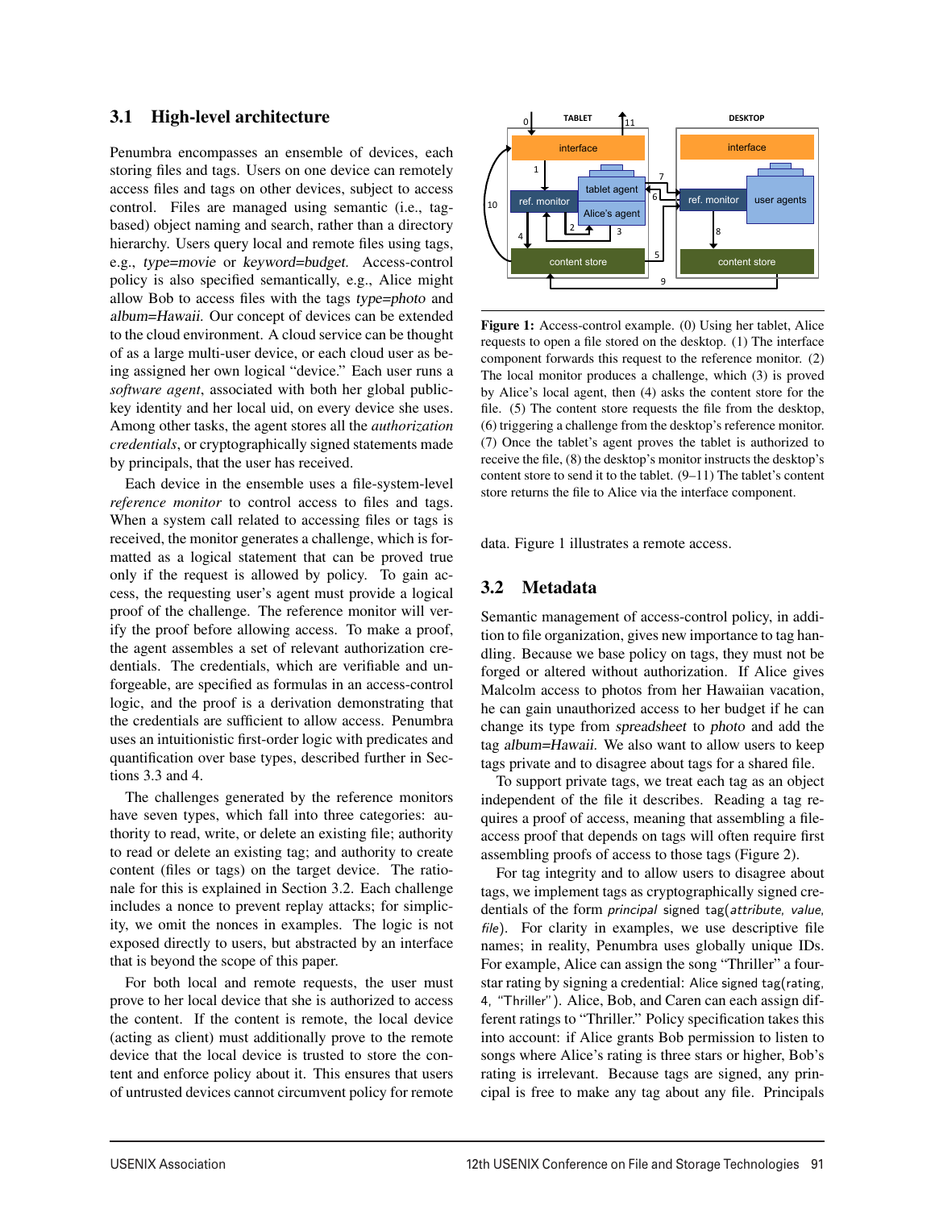## 3.1 High-level architecture

Penumbra encompasses an ensemble of devices, each storing files and tags. Users on one device can remotely access files and tags on other devices, subject to access control. Files are managed using semantic (i.e., tag-based) object naming and search, rather than a directory hierarchy. Users query local and remote files using tags, e.g., *type=movie* or *keyword=budget*. Access-control policy is also specified semantically, e.g., Alice might allow Bob to access files with the tags *type=photo* and *album=Hawaii*. Our concept of devices can be extended to the cloud environment. A cloud service can be thought of as a large multi-user device, or each cloud user as being assigned her own logical "device." Each user runs a *software agent*, associated with both her global public-key identity and her local uid, on every device she uses. Among other tasks, the agent stores all the *authorization credentials*, or cryptographically signed statements made by principals, that the user has received.

Each device in the ensemble uses a file-system-level *reference monitor* to control access to files and tags. When a system call related to accessing files or tags is received, the monitor generates a challenge, which is formatted as a logical statement that can be proved true only if the request is allowed by policy. To gain access, the requesting user's agent must provide a logical proof of the challenge. The reference monitor will verify the proof before allowing access. To make a proof, the agent assembles a set of relevant authorization credentials. The credentials, which are verifiable and unforgeable, are specified as formulas in an access-control logic, and the proof is a derivation demonstrating that the credentials are sufficient to allow access. Penumbra uses an intuitionistic first-order logic with predicates and quantification over base types, described further in Sections 3.3 and 4.

The challenges generated by the reference monitors have seven types, which fall into three categories: authority to read, write, or delete an existing file; authority to read or delete an existing tag; and authority to create content (files or tags) on the target device. The rationale for this is explained in Section 3.2. Each challenge includes a nonce to prevent replay attacks; for simplicity, we omit the nonces in examples. The logic is not exposed directly to users, but abstracted by an interface that is beyond the scope of this paper.

For both local and remote requests, the user must prove to her local device that she is authorized to access the content. If the content is remote, the local device (acting as client) must additionally prove to the remote device that the local device is trusted to store the content and enforce policy about it. This ensures that users of untrusted devices cannot circumvent policy for remote data. Figure 1 illustrates a remote access.

**Figure 1:** Access-control example. (0) Using her tablet, Alice requests to open a file stored on the desktop. (1) The interface component forwards this request to the reference monitor. (2) The local monitor produces a challenge, which (3) is proved by Alice's local agent, then (4) asks the content store for the file. (5) The content store requests the file from the desktop, (6) triggering a challenge from the desktop's reference monitor. (7) Once the tablet's agent proves the tablet is authorized to receive the file, (8) the desktop's monitor instructs the desktop's content store to send it to the tablet. (9–11) The tablet's content store returns the file to Alice via the interface component.

## 3.2 Metadata

Semantic management of access-control policy, in addition to file organization, gives new importance to tag handling. Because we base policy on tags, they must not be forged or altered without authorization. If Alice gives Malcolm access to photos from her Hawaiian vacation, he can gain unauthorized access to her budget if he can change its type from *spreadsheet* to *photo* and add the tag *album=Hawaii*. We also want to allow users to keep tags private and to disagree about tags for a shared file.

To support private tags, we treat each tag as an object independent of the file it describes. Reading a tag requires a proof of access, meaning that assembling a file-access proof that depends on tags will often require first assembling proofs of access to those tags (Figure 2).

For tag integrity and to allow users to disagree about tags, we implement tags as cryptographically signed credentials of the form *principal* signed tag(*attribute*, *value*, *file*). For clarity in examples, we use descriptive file names; in reality, Penumbra uses globally unique IDs. For example, Alice can assign the song "Thriller" a four-star rating by signing a credential: Alice signed tag(rating, 4, "Thriller"). Alice, Bob, and Caren can each assign different ratings to "Thriller." Policy specification takes this into account: if Alice grants Bob permission to listen to songs where Alice's rating is three stars or higher, Bob's rating is irrelevant. Because tags are signed, any principal is free to make any tag about any file. Principals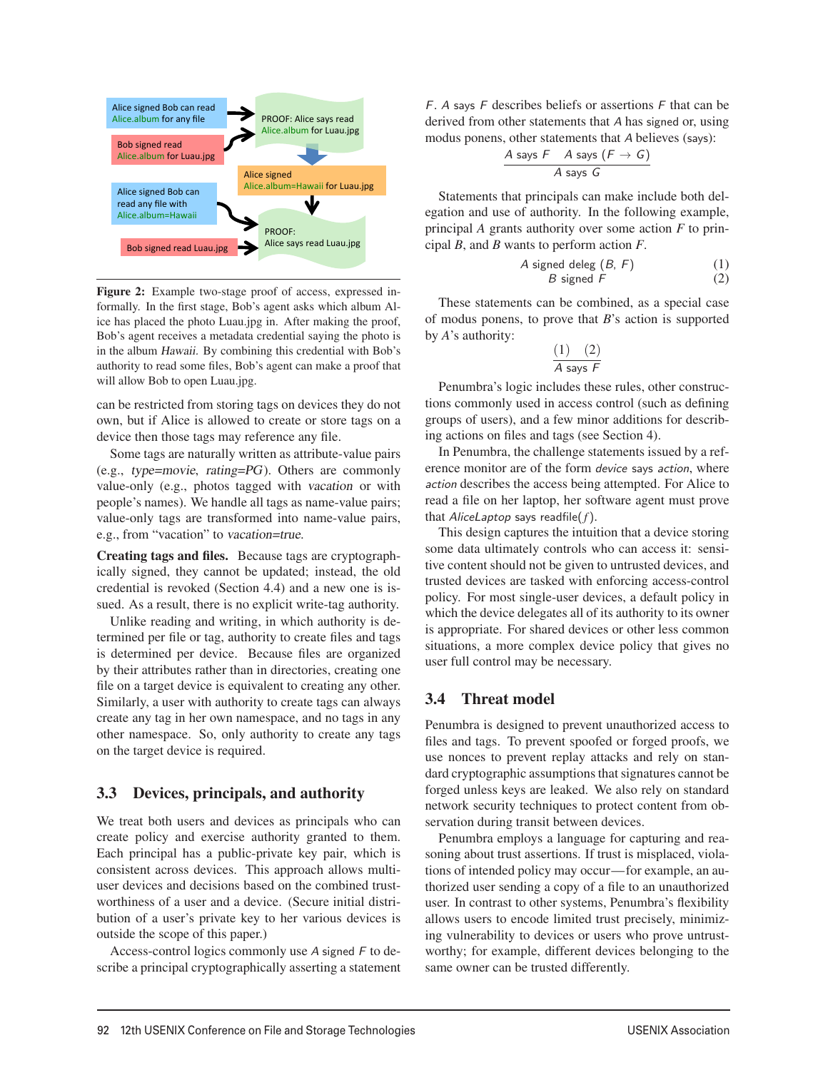Alice signed Bob can read Alice.album for any file

Bob signed read Alice.album for Luau.jpg

PROOF: Alice says read Alice.album for Luau.jpg

Alice signed Alice.album=Hawaii for Luau.jpg

Alice signed Bob can read any file with Alice.album=Hawaii

Bob signed read Luau.jpg

PROOF: Alice says read Luau.jpg

**Figure 2:** Example two-stage proof of access, expressed informally. In the first stage, Bob's agent asks which album Alice has placed the photo Luau.jpg in. After making the proof, Bob's agent receives a metadata credential saying the photo is in the album *Hawaii*. By combining this credential with Bob's authority to read some files, Bob's agent can make a proof that will allow Bob to open Luau.jpg.

can be restricted from storing tags on devices they do not own, but if Alice is allowed to create or store tags on a device then those tags may reference any file.

Some tags are naturally written as attribute-value pairs (e.g., *type=movie*, *rating=PG*). Others are commonly value-only (e.g., photos tagged with *vacation* or with people's names). We handle all tags as name-value pairs; value-only tags are transformed into name-value pairs, e.g., from "vacation" to *vacation=true*.

**Creating tags and files.** Because tags are cryptographically signed, they cannot be updated; instead, the old credential is revoked (Section 4.4) and a new one is issued. As a result, there is no explicit write-tag authority.

Unlike reading and writing, in which authority is determined per file or tag, authority to create files and tags is determined per device. Because files are organized by their attributes rather than in directories, creating one file on a target device is equivalent to creating any other. Similarly, a user with authority to create tags can always create any tag in her own namespace, and no tags in any other namespace. So, only authority to create any tags on the target device is required.

## 3.3 Devices, principals, and authority

We treat both users and devices as principals who can create policy and exercise authority granted to them. Each principal has a public-private key pair, which is consistent across devices. This approach allows multi-user devices and decisions based on the combined trustworthiness of a user and a device. (Secure initial distribution of a user's private key to her various devices is outside the scope of this paper.)

Access-control logics commonly use $A$ signed $F$ to describe a principal cryptographically asserting a statement $F$. $A$ says $F$ describes beliefs or assertions $F$ that can be derived from other statements that $A$ has signed or, using modus ponens, other statements that $A$ believes (says):

$$\frac{A \text{ says } F \quad A \text{ says } (F \rightarrow G)}{A \text{ says } G}$$

Statements that principals can make include both delegation and use of authority. In the following example, principal $A$ grants authority over some action $F$ to principal $B$, and $B$ wants to perform action $F$.

$$A \text{ signed deleg } (B,\ F) \qquad (1)$$

$$B \text{ signed } F \qquad (2)$$

These statements can be combined, as a special case of modus ponens, to prove that $B$'s action is supported by $A$'s authority:

$$\frac{(1) \quad (2)}{A \text{ says } F}$$

Penumbra's logic includes these rules, other constructions commonly used in access control (such as defining groups of users), and a few minor additions for describing actions on files and tags (see Section 4).

In Penumbra, the challenge statements issued by a reference monitor are of the form *device* says *action*, where *action* describes the access being attempted. For Alice to read a file on her laptop, her software agent must prove that *AliceLaptop* says readfile($f$).

This design captures the intuition that a device storing some data ultimately controls who can access it: sensitive content should not be given to untrusted devices, and trusted devices are tasked with enforcing access-control policy. For most single-user devices, a default policy in which the device delegates all of its authority to its owner is appropriate. For shared devices or other less common situations, a more complex device policy that gives no user full control may be necessary.

## 3.4 Threat model

Penumbra is designed to prevent unauthorized access to files and tags. To prevent spoofed or forged proofs, we use nonces to prevent replay attacks and rely on standard cryptographic assumptions that signatures cannot be forged unless keys are leaked. We also rely on standard network security techniques to protect content from observation during transit between devices.

Penumbra employs a language for capturing and reasoning about trust assertions. If trust is misplaced, violations of intended policy may occur—for example, an authorized user sending a copy of a file to an unauthorized user. In contrast to other systems, Penumbra's flexibility allows users to encode limited trust precisely, minimizing vulnerability to devices or users who prove untrustworthy; for example, different devices belonging to the same owner can be trusted differently.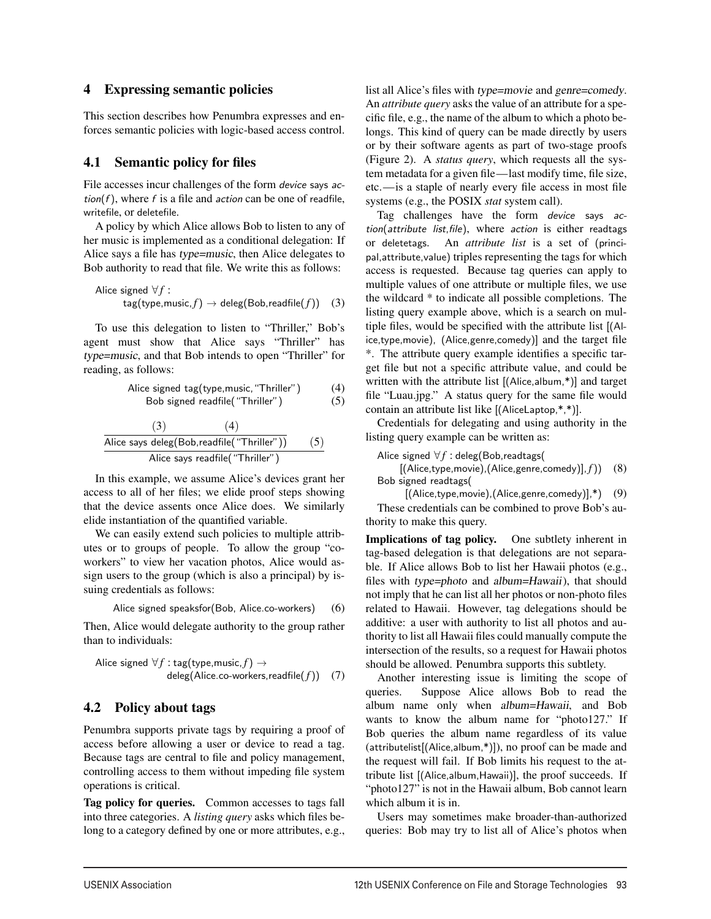## 4 Expressing semantic policies

This section describes how Penumbra expresses and enforces semantic policies with logic-based access control.

### 4.1 Semantic policy for files

File accesses incur challenges of the form *device* says *action*($f$), where $f$ is a file and *action* can be one of readfile, writefile, or deletefile.

A policy by which Alice allows Bob to listen to any of her music is implemented as a conditional delegation: If Alice says a file has *type=music*, then Alice delegates to Bob authority to read that file. We write this as follows:

$$\text{Alice signed } \forall f: \text{tag(type,music,}f) \rightarrow \text{deleg(Bob,readfile(}f)) \quad (3)$$

To use this delegation to listen to "Thriller," Bob's agent must show that Alice says "Thriller" has *type=music*, and that Bob intends to open "Thriller" for reading, as follows:

$$\text{Alice signed tag(type,music,“Thriller”)} \quad (4)$$
$$\text{Bob signed readfile(“Thriller”)} \quad (5)$$

$$\cfrac{\cfrac{(3) \quad (4)}{\text{Alice says deleg(Bob,readfile(“Thriller”))}} \quad (5)}{\text{Alice says readfile(“Thriller”)}}$$

In this example, we assume Alice's devices grant her access to all of her files; we elide proof steps showing that the device assents once Alice does. We similarly elide instantiation of the quantified variable.

We can easily extend such policies to multiple attributes or to groups of people. To allow the group "co-workers" to view her vacation photos, Alice would assign users to the group (which is also a principal) by issuing credentials as follows:

$$\text{Alice signed speaksfor(Bob, Alice.co-workers)} \quad (6)$$

Then, Alice would delegate authority to the group rather than to individuals:

$$\text{Alice signed } \forall f: \text{tag(type,music,}f) \rightarrow \text{deleg(Alice.co-workers,readfile(}f)) \quad (7)$$

### 4.2 Policy about tags

Penumbra supports private tags by requiring a proof of access before allowing a user or device to read a tag. Because tags are central to file and policy management, controlling access to them without impeding file system operations is critical.

**Tag policy for queries.** Common accesses to tags fall into three categories. A *listing query* asks which files belong to a category defined by one or more attributes, e.g., list all Alice's files with *type=movie* and *genre=comedy*. An *attribute query* asks the value of an attribute for a specific file, e.g., the name of the album to which a photo belongs. This kind of query can be made directly by users or by their software agents as part of two-stage proofs (Figure 2). A *status query*, which requests all the system metadata for a given file—last modify time, file size, etc.—is a staple of nearly every file access in most file systems (e.g., the POSIX *stat* system call).

Tag challenges have the form *device* says *action*(*attribute list*,*file*), where *action* is either readtags or deletetags. An *attribute list* is a set of (principal,attribute,value) triples representing the tags for which access is requested. Because tag queries can apply to multiple values of one attribute or multiple files, we use the wildcard * to indicate all possible completions. The listing query example above, which is a search on multiple files, would be specified with the attribute list [(Alice,type,movie), (Alice,genre,comedy)] and the target file *. The attribute query example identifies a specific target file but not a specific attribute value, and could be written with the attribute list [(Alice,album,*)] and target file "Luau.jpg." A status query for the same file would contain an attribute list like [(AliceLaptop,*,*)].

Credentials for delegating and using authority in the listing query example can be written as:

$$\text{Alice signed } \forall f: \text{deleg(Bob,readtags(}[\text{(Alice,type,movie),(Alice,genre,comedy)}],f)) \quad (8)$$
$$\text{Bob signed readtags(}[\text{(Alice,type,movie),(Alice,genre,comedy)}],*) \quad (9)$$

These credentials can be combined to prove Bob's authority to make this query.

**Implications of tag policy.** One subtlety inherent in tag-based delegation is that delegations are not separable. If Alice allows Bob to list her Hawaii photos (e.g., files with *type=photo* and *album=Hawaii*), that should not imply that he can list all her photos or non-photo files related to Hawaii. However, tag delegations should be additive: a user with authority to list all photos and authority to list all Hawaii files could manually compute the intersection of the results, so a request for Hawaii photos should be allowed. Penumbra supports this subtlety.

Another interesting issue is limiting the scope of queries. Suppose Alice allows Bob to read the album name only when *album=Hawaii*, and Bob wants to know the album name for "photo127." If Bob queries the album name regardless of its value (attributelist[(Alice,album,*)]), no proof can be made and the request will fail. If Bob limits his request to the attribute list [(Alice,album,Hawaii)], the proof succeeds. If "photo127" is not in the Hawaii album, Bob cannot learn which album it is in.

Users may sometimes make broader-than-authorized queries: Bob may try to list all of Alice's photos when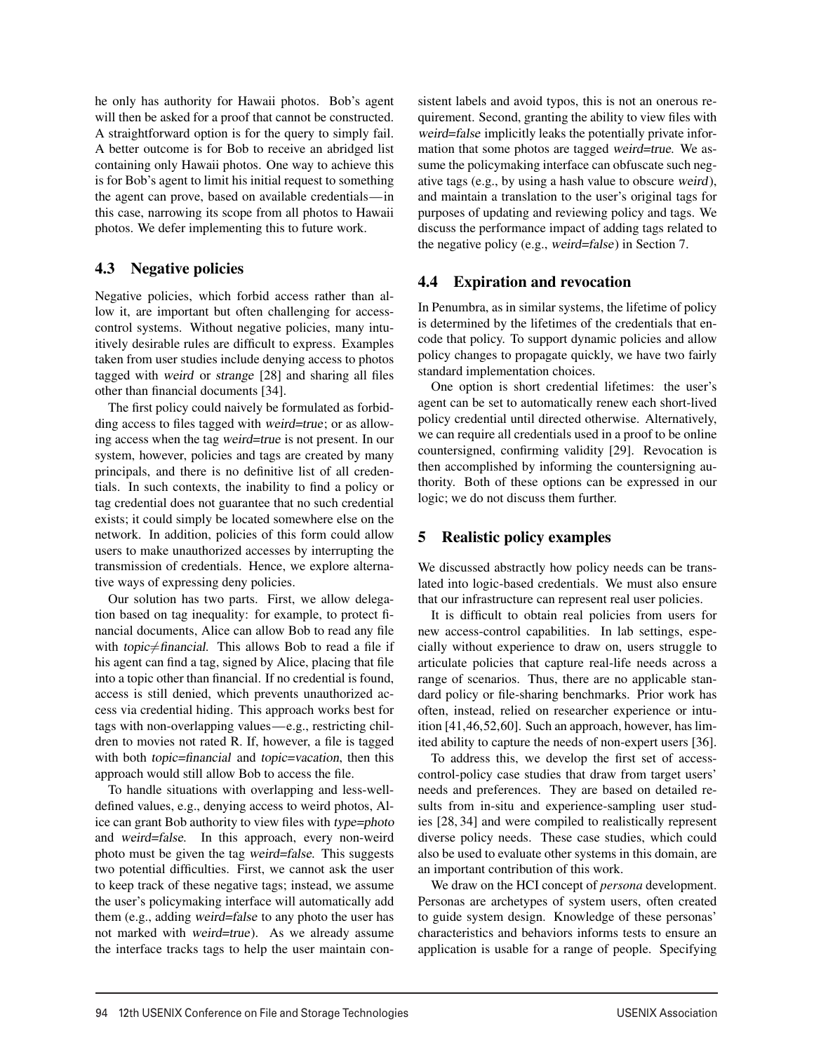he only has authority for Hawaii photos. Bob's agent will then be asked for a proof that cannot be constructed. A straightforward option is for the query to simply fail. A better outcome is for Bob to receive an abridged list containing only Hawaii photos. One way to achieve this is for Bob's agent to limit his initial request to something the agent can prove, based on available credentials—in this case, narrowing its scope from all photos to Hawaii photos. We defer implementing this to future work.

### 4.3 Negative policies

Negative policies, which forbid access rather than allow it, are important but often challenging for access-control systems. Without negative policies, many intuitively desirable rules are difficult to express. Examples taken from user studies include denying access to photos tagged with *weird* or *strange* [28] and sharing all files other than financial documents [34].

The first policy could naively be formulated as forbidding access to files tagged with *weird=true*; or as allowing access when the tag *weird=true* is not present. In our system, however, policies and tags are created by many principals, and there is no definitive list of all credentials. In such contexts, the inability to find a policy or tag credential does not guarantee that no such credential exists; it could simply be located somewhere else on the network. In addition, policies of this form could allow users to make unauthorized accesses by interrupting the transmission of credentials. Hence, we explore alternative ways of expressing deny policies.

Our solution has two parts. First, we allow delegation based on tag inequality: for example, to protect financial documents, Alice can allow Bob to read any file with *topic≠financial*. This allows Bob to read a file if his agent can find a tag, signed by Alice, placing that file into a topic other than financial. If no credential is found, access is still denied, which prevents unauthorized access via credential hiding. This approach works best for tags with non-overlapping values—e.g., restricting children to movies not rated R. If, however, a file is tagged with both *topic=financial* and *topic=vacation*, then this approach would still allow Bob to access the file.

To handle situations with overlapping and less-well-defined values, e.g., denying access to weird photos, Alice can grant Bob authority to view files with *type=photo* and *weird=false*. In this approach, every non-weird photo must be given the tag *weird=false*. This suggests two potential difficulties. First, we cannot ask the user to keep track of these negative tags; instead, we assume the user's policymaking interface will automatically add them (e.g., adding *weird=false* to any photo the user has not marked with *weird=true*). As we already assume the interface tracks tags to help the user maintain consistent labels and avoid typos, this is not an onerous requirement. Second, granting the ability to view files with *weird=false* implicitly leaks the potentially private information that some photos are tagged *weird=true*. We assume the policymaking interface can obfuscate such negative tags (e.g., by using a hash value to obscure *weird*), and maintain a translation to the user's original tags for purposes of updating and reviewing policy and tags. We discuss the performance impact of adding tags related to the negative policy (e.g., *weird=false*) in Section 7.

### 4.4 Expiration and revocation

In Penumbra, as in similar systems, the lifetime of policy is determined by the lifetimes of the credentials that encode that policy. To support dynamic policies and allow policy changes to propagate quickly, we have two fairly standard implementation choices.

One option is short credential lifetimes: the user's agent can be set to automatically renew each short-lived policy credential until directed otherwise. Alternatively, we can require all credentials used in a proof to be online countersigned, confirming validity [29]. Revocation is then accomplished by informing the countersigning authority. Both of these options can be expressed in our logic; we do not discuss them further.

## 5 Realistic policy examples

We discussed abstractly how policy needs can be translated into logic-based credentials. We must also ensure that our infrastructure can represent real user policies.

It is difficult to obtain real policies from users for new access-control capabilities. In lab settings, especially without experience to draw on, users struggle to articulate policies that capture real-life needs across a range of scenarios. Thus, there are no applicable standard policy or file-sharing benchmarks. Prior work has often, instead, relied on researcher experience or intuition [41,46,52,60]. Such an approach, however, has limited ability to capture the needs of non-expert users [36].

To address this, we develop the first set of access-control-policy case studies that draw from target users' needs and preferences. They are based on detailed results from in-situ and experience-sampling user studies [28, 34] and were compiled to realistically represent diverse policy needs. These case studies, which could also be used to evaluate other systems in this domain, are an important contribution of this work.

We draw on the HCI concept of *persona* development. Personas are archetypes of system users, often created to guide system design. Knowledge of these personas' characteristics and behaviors informs tests to ensure an application is usable for a range of people. Specifying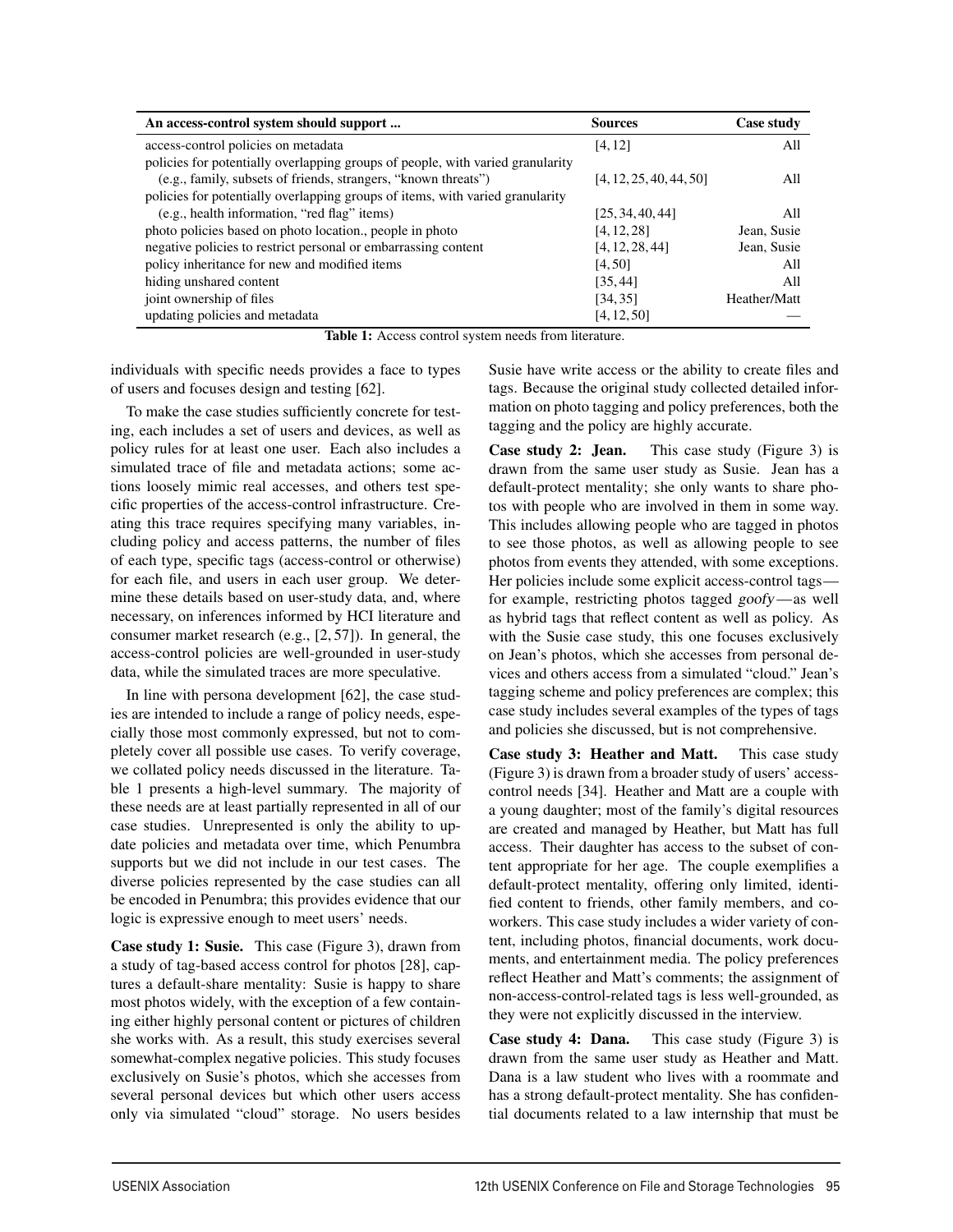| An access-control system should support ... | Sources | Case study |
|---|---|---|
| access-control policies on metadata | [4, 12] | All |
| policies for potentially overlapping groups of people, with varied granularity (e.g., family, subsets of friends, strangers, "known threats") | [4, 12, 25, 40, 44, 50] | All |
| policies for potentially overlapping groups of items, with varied granularity (e.g., health information, "red flag" items) | [25, 34, 40, 44] | All |
| photo policies based on photo location., people in photo | [4, 12, 28] | Jean, Susie |
| negative policies to restrict personal or embarrassing content | [4, 12, 28, 44] | Jean, Susie |
| policy inheritance for new and modified items | [4, 50] | All |
| hiding unshared content | [35, 44] | All |
| joint ownership of files | [34, 35] | Heather/Matt |
| updating policies and metadata | [4, 12, 50] | — |

**Table 1:** Access control system needs from literature.

individuals with specific needs provides a face to types of users and focuses design and testing [62].

To make the case studies sufficiently concrete for testing, each includes a set of users and devices, as well as policy rules for at least one user. Each also includes a simulated trace of file and metadata actions; some actions loosely mimic real accesses, and others test specific properties of the access-control infrastructure. Creating this trace requires specifying many variables, including policy and access patterns, the number of files of each type, specific tags (access-control or otherwise) for each file, and users in each user group. We determine these details based on user-study data, and, where necessary, on inferences informed by HCI literature and consumer market research (e.g., [2, 57]). In general, the access-control policies are well-grounded in user-study data, while the simulated traces are more speculative.

In line with persona development [62], the case studies are intended to include a range of policy needs, especially those most commonly expressed, but not to completely cover all possible use cases. To verify coverage, we collated policy needs discussed in the literature. Table 1 presents a high-level summary. The majority of these needs are at least partially represented in all of our case studies. Unrepresented is only the ability to update policies and metadata over time, which Penumbra supports but we did not include in our test cases. The diverse policies represented by the case studies can all be encoded in Penumbra; this provides evidence that our logic is expressive enough to meet users' needs.

**Case study 1: Susie.** This case (Figure 3), drawn from a study of tag-based access control for photos [28], captures a default-share mentality: Susie is happy to share most photos widely, with the exception of a few containing either highly personal content or pictures of children she works with. As a result, this study exercises several somewhat-complex negative policies. This study focuses exclusively on Susie's photos, which she accesses from several personal devices but which other users access only via simulated "cloud" storage. No users besides Susie have write access or the ability to create files and tags. Because the original study collected detailed information on photo tagging and policy preferences, both the tagging and the policy are highly accurate.

**Case study 2: Jean.** This case study (Figure 3) is drawn from the same user study as Susie. Jean has a default-protect mentality; she only wants to share photos with people who are involved in them in some way. This includes allowing people who are tagged in photos to see those photos, as well as allowing people to see photos from events they attended, with some exceptions. Her policies include some explicit access-control tags—for example, restricting photos tagged *goofy*—as well as hybrid tags that reflect content as well as policy. As with the Susie case study, this one focuses exclusively on Jean's photos, which she accesses from personal devices and others access from a simulated "cloud." Jean's tagging scheme and policy preferences are complex; this case study includes several examples of the types of tags and policies she discussed, but is not comprehensive.

**Case study 3: Heather and Matt.** This case study (Figure 3) is drawn from a broader study of users' access-control needs [34]. Heather and Matt are a couple with a young daughter; most of the family's digital resources are created and managed by Heather, but Matt has full access. Their daughter has access to the subset of content appropriate for her age. The couple exemplifies a default-protect mentality, offering only limited, identified content to friends, other family members, and coworkers. This case study includes a wider variety of content, including photos, financial documents, work documents, and entertainment media. The policy preferences reflect Heather and Matt's comments; the assignment of non-access-control-related tags is less well-grounded, as they were not explicitly discussed in the interview.

**Case study 4: Dana.** This case study (Figure 3) is drawn from the same user study as Heather and Matt. Dana is a law student who lives with a roommate and has a strong default-protect mentality. She has confidential documents related to a law internship that must be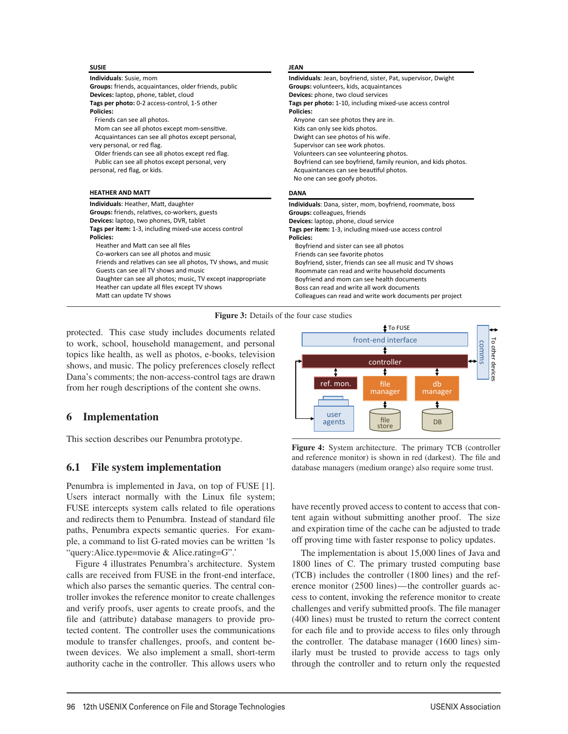**SUSIE**

**Individuals**: Susie, mom
**Groups:** friends, acquaintances, older friends, public
**Devices:** laptop, phone, tablet, cloud
**Tags per photo:** 0-2 access-control, 1-5 other
**Policies:**
Friends can see all photos.
Mom can see all photos except mom-sensitive.
Acquaintances can see all photos except personal, very personal, or red flag.
Older friends can see all photos except red flag.
Public can see all photos except personal, very personal, red flag, or kids.

**JEAN**

**Individuals**: Jean, boyfriend, sister, Pat, supervisor, Dwight
**Groups:** volunteers, kids, acquaintances
**Devices:** phone, two cloud services
**Tags per photo:** 1-10, including mixed-use access control
**Policies:**
Anyone can see photos they are in.
Kids can only see kids photos.
Dwight can see photos of his wife.
Supervisor can see work photos.
Volunteers can see volunteering photos.
Boyfriend can see boyfriend, family reunion, and kids photos.
Acquaintances can see beautiful photos.
No one can see goofy photos.

**HEATHER AND MATT**

**Individuals**: Heather, Matt, daughter
**Groups:** friends, relatives, co-workers, guests
**Devices:** laptop, two phones, DVR, tablet
**Tags per item:** 1-3, including mixed-use access control
**Policies:**
Heather and Matt can see all files
Co-workers can see all photos and music
Friends and relatives can see all photos, TV shows, and music
Guests can see all TV shows and music
Daughter can see all photos; music, TV except inappropriate
Heather can update all files except TV shows
Matt can update TV shows

**DANA**

**Individuals**: Dana, sister, mom, boyfriend, roommate, boss
**Groups:** colleagues, friends
**Devices:** laptop, phone, cloud service
**Tags per item:** 1-3, including mixed-use access control
**Policies:**
Boyfriend and sister can see all photos
Friends can see favorite photos
Boyfriend, sister, friends can see all music and TV shows
Roommate can read and write household documents
Boyfriend and mom can see health documents
Boss can read and write all work documents
Colleagues can read and write work documents per project

**Figure 3:** Details of the four case studies

protected. This case study includes documents related to work, school, household management, and personal topics like health, as well as photos, e-books, television shows, and music. The policy preferences closely reflect Dana's comments; the non-access-control tags are drawn from her rough descriptions of the content she owns.

# 6 Implementation

This section describes our Penumbra prototype.

## 6.1 File system implementation

Penumbra is implemented in Java, on top of FUSE [1]. Users interact normally with the Linux file system; FUSE intercepts system calls related to file operations and redirects them to Penumbra. Instead of standard file paths, Penumbra expects semantic queries. For example, a command to list G-rated movies can be written 'ls "query:Alice.type=movie & Alice.rating=G".'

Figure 4 illustrates Penumbra's architecture. System calls are received from FUSE in the front-end interface, which also parses the semantic queries. The central controller invokes the reference monitor to create challenges and verify proofs, user agents to create proofs, and the file and (attribute) database managers to provide protected content. The controller uses the communications module to transfer challenges, proofs, and content between devices. We also implement a small, short-term authority cache in the controller. This allows users who

**Figure 4:** System architecture. The primary TCB (controller and reference monitor) is shown in red (darkest). The file and database managers (medium orange) also require some trust.

have recently proved access to content to access that content again without submitting another proof. The size and expiration time of the cache can be adjusted to trade off proving time with faster response to policy updates.

The implementation is about 15,000 lines of Java and 1800 lines of C. The primary trusted computing base (TCB) includes the controller (1800 lines) and the reference monitor (2500 lines)—the controller guards access to content, invoking the reference monitor to create challenges and verify submitted proofs. The file manager (400 lines) must be trusted to return the correct content for each file and to provide access to files only through the controller. The database manager (1600 lines) similarly must be trusted to provide access to tags only through the controller and to return only the requested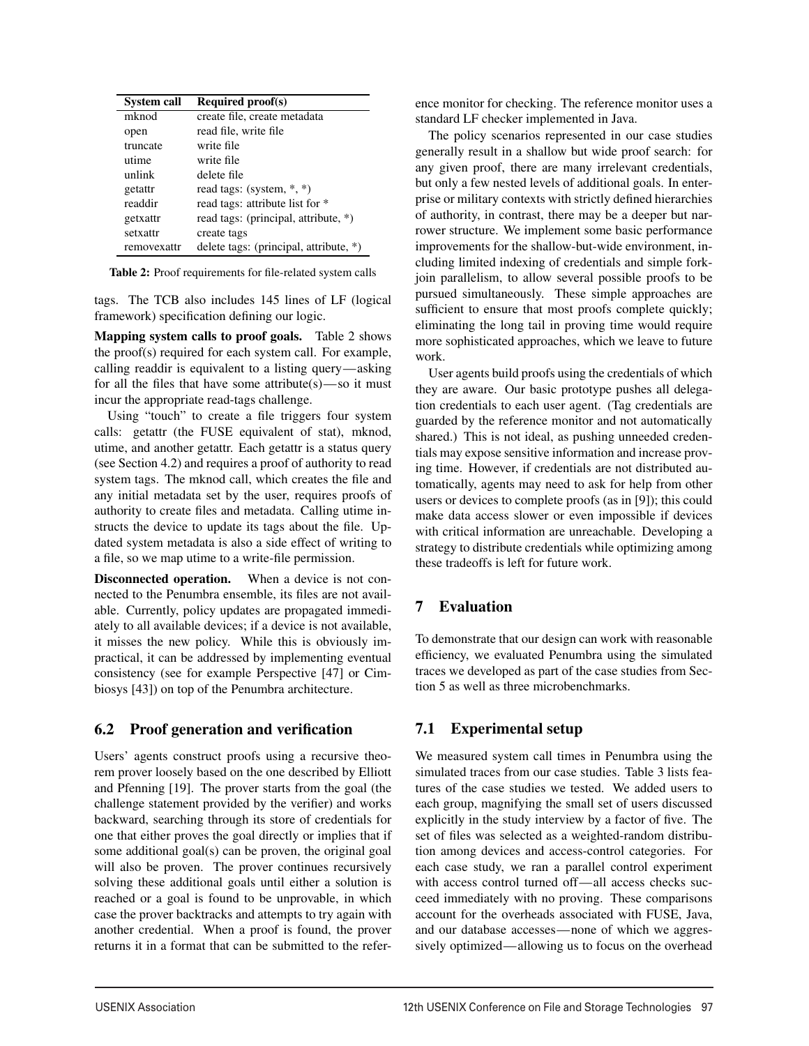| System call | Required proof(s) |
|---|---|
| mknod | create file, create metadata |
| open | read file, write file |
| truncate | write file |
| utime | write file |
| unlink | delete file |
| getattr | read tags: (system, *, *) |
| readdir | read tags: attribute list for * |
| getxattr | read tags: (principal, attribute, *) |
| setxattr | create tags |
| removexattr | delete tags: (principal, attribute, *) |

**Table 2:** Proof requirements for file-related system calls

tags. The TCB also includes 145 lines of LF (logical framework) specification defining our logic.

**Mapping system calls to proof goals.** Table 2 shows the proof(s) required for each system call. For example, calling readdir is equivalent to a listing query—asking for all the files that have some attribute(s)—so it must incur the appropriate read-tags challenge.

Using "touch" to create a file triggers four system calls: getattr (the FUSE equivalent of stat), mknod, utime, and another getattr. Each getattr is a status query (see Section 4.2) and requires a proof of authority to read system tags. The mknod call, which creates the file and any initial metadata set by the user, requires proofs of authority to create files and metadata. Calling utime instructs the device to update its tags about the file. Updated system metadata is also a side effect of writing to a file, so we map utime to a write-file permission.

**Disconnected operation.** When a device is not connected to the Penumbra ensemble, its files are not available. Currently, policy updates are propagated immediately to all available devices; if a device is not available, it misses the new policy. While this is obviously impractical, it can be addressed by implementing eventual consistency (see for example Perspective [47] or Cimbiosys [43]) on top of the Penumbra architecture.

## 6.2 Proof generation and verification

Users' agents construct proofs using a recursive theorem prover loosely based on the one described by Elliott and Pfenning [19]. The prover starts from the goal (the challenge statement provided by the verifier) and works backward, searching through its store of credentials for one that either proves the goal directly or implies that if some additional goal(s) can be proven, the original goal will also be proven. The prover continues recursively solving these additional goals until either a solution is reached or a goal is found to be unprovable, in which case the prover backtracks and attempts to try again with another credential. When a proof is found, the prover returns it in a format that can be submitted to the reference monitor for checking. The reference monitor uses a standard LF checker implemented in Java.

The policy scenarios represented in our case studies generally result in a shallow but wide proof search: for any given proof, there are many irrelevant credentials, but only a few nested levels of additional goals. In enterprise or military contexts with strictly defined hierarchies of authority, in contrast, there may be a deeper but narrower structure. We implement some basic performance improvements for the shallow-but-wide environment, including limited indexing of credentials and simple fork-join parallelism, to allow several possible proofs to be pursued simultaneously. These simple approaches are sufficient to ensure that most proofs complete quickly; eliminating the long tail in proving time would require more sophisticated approaches, which we leave to future work.

User agents build proofs using the credentials of which they are aware. Our basic prototype pushes all delegation credentials to each user agent. (Tag credentials are guarded by the reference monitor and not automatically shared.) This is not ideal, as pushing unneeded credentials may expose sensitive information and increase proving time. However, if credentials are not distributed automatically, agents may need to ask for help from other users or devices to complete proofs (as in [9]); this could make data access slower or even impossible if devices with critical information are unreachable. Developing a strategy to distribute credentials while optimizing among these tradeoffs is left for future work.

# 7 Evaluation

To demonstrate that our design can work with reasonable efficiency, we evaluated Penumbra using the simulated traces we developed as part of the case studies from Section 5 as well as three microbenchmarks.

## 7.1 Experimental setup

We measured system call times in Penumbra using the simulated traces from our case studies. Table 3 lists features of the case studies we tested. We added users to each group, magnifying the small set of users discussed explicitly in the study interview by a factor of five. The set of files was selected as a weighted-random distribution among devices and access-control categories. For each case study, we ran a parallel control experiment with access control turned off—all access checks succeed immediately with no proving. These comparisons account for the overheads associated with FUSE, Java, and our database accesses—none of which we aggressively optimized—allowing us to focus on the overhead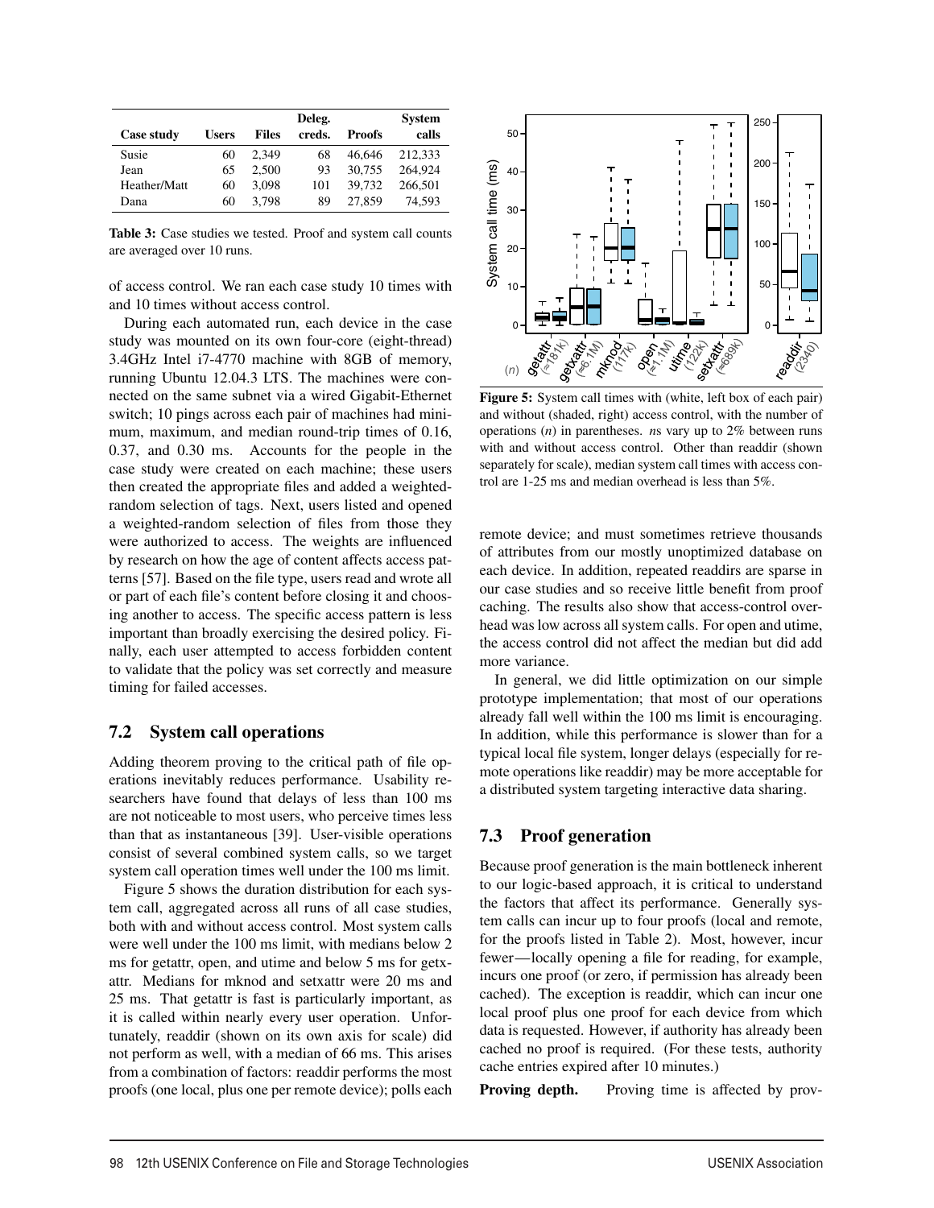| Case study | Users | Files | Deleg. creds. | Proofs | System calls |
|---|---|---|---|---|---|
| Susie | 60 | 2,349 | 68 | 46,646 | 212,333 |
| Jean | 65 | 2,500 | 93 | 30,755 | 264,924 |
| Heather/Matt | 60 | 3,098 | 101 | 39,732 | 266,501 |
| Dana | 60 | 3,798 | 89 | 27,859 | 74,593 |

**Table 3:** Case studies we tested. Proof and system call counts are averaged over 10 runs.

of access control. We ran each case study 10 times with and 10 times without access control.

During each automated run, each device in the case study was mounted on its own four-core (eight-thread) 3.4GHz Intel i7-4770 machine with 8GB of memory, running Ubuntu 12.04.3 LTS. The machines were connected on the same subnet via a wired Gigabit-Ethernet switch; 10 pings across each pair of machines had minimum, maximum, and median round-trip times of 0.16, 0.37, and 0.30 ms. Accounts for the people in the case study were created on each machine; these users then created the appropriate files and added a weighted-random selection of tags. Next, users listed and opened a weighted-random selection of files from those they were authorized to access. The weights are influenced by research on how the age of content affects access patterns [57]. Based on the file type, users read and wrote all or part of each file's content before closing it and choosing another to access. The specific access pattern is less important than broadly exercising the desired policy. Finally, each user attempted to access forbidden content to validate that the policy was set correctly and measure timing for failed accesses.

## 7.2 System call operations

Adding theorem proving to the critical path of file operations inevitably reduces performance. Usability researchers have found that delays of less than 100 ms are not noticeable to most users, who perceive times less than that as instantaneous [39]. User-visible operations consist of several combined system calls, so we target system call operation times well under the 100 ms limit.

Figure 5 shows the duration distribution for each system call, aggregated across all runs of all case studies, both with and without access control. Most system calls were well under the 100 ms limit, with medians below 2 ms for getattr, open, and utime and below 5 ms for getxattr. Medians for mknod and setxattr were 20 ms and 25 ms. That getattr is fast is particularly important, as it is called within nearly every user operation. Unfortunately, readdir (shown on its own axis for scale) did not perform as well, with a median of 66 ms. This arises from a combination of factors: readdir performs the most proofs (one local, plus one per remote device); polls each remote device; and must sometimes retrieve thousands of attributes from our mostly unoptimized database on each device. In addition, repeated readdirs are sparse in our case studies and so receive little benefit from proof caching. The results also show that access-control overhead was low across all system calls. For open and utime, the access control did not affect the median but did add more variance.

**Figure 5:** System call times with (white, left box of each pair) and without (shaded, right) access control, with the number of operations ($n$) in parentheses. $n$s vary up to 2% between runs with and without access control. Other than readdir (shown separately for scale), median system call times with access control are 1-25 ms and median overhead is less than 5%.

In general, we did little optimization on our simple prototype implementation; that most of our operations already fall well within the 100 ms limit is encouraging. In addition, while this performance is slower than for a typical local file system, longer delays (especially for remote operations like readdir) may be more acceptable for a distributed system targeting interactive data sharing.

## 7.3 Proof generation

Because proof generation is the main bottleneck inherent to our logic-based approach, it is critical to understand the factors that affect its performance. Generally system calls can incur up to four proofs (local and remote, for the proofs listed in Table 2). Most, however, incur fewer—locally opening a file for reading, for example, incurs one proof (or zero, if permission has already been cached). The exception is readdir, which can incur one local proof plus one proof for each device from which data is requested. However, if authority has already been cached no proof is required. (For these tests, authority cache entries expired after 10 minutes.)

**Proving depth.** Proving time is affected by prov-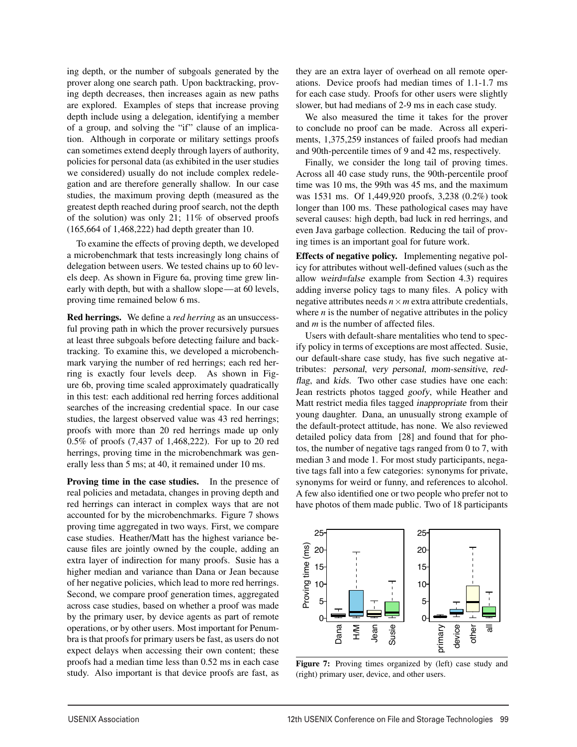ing depth, or the number of subgoals generated by the prover along one search path. Upon backtracking, proving depth decreases, then increases again as new paths are explored. Examples of steps that increase proving depth include using a delegation, identifying a member of a group, and solving the "if" clause of an implication. Although in corporate or military settings proofs can sometimes extend deeply through layers of authority, policies for personal data (as exhibited in the user studies we considered) usually do not include complex redelegation and are therefore generally shallow. In our case studies, the maximum proving depth (measured as the greatest depth reached during proof search, not the depth of the solution) was only 21; 11% of observed proofs (165,664 of 1,468,222) had depth greater than 10.

To examine the effects of proving depth, we developed a microbenchmark that tests increasingly long chains of delegation between users. We tested chains up to 60 levels deep. As shown in Figure 6a, proving time grew linearly with depth, but with a shallow slope—at 60 levels, proving time remained below 6 ms.

**Red herrings.** We define a *red herring* as an unsuccessful proving path in which the prover recursively pursues at least three subgoals before detecting failure and backtracking. To examine this, we developed a microbenchmark varying the number of red herrings; each red herring is exactly four levels deep. As shown in Figure 6b, proving time scaled approximately quadratically in this test: each additional red herring forces additional searches of the increasing credential space. For our case studies, the largest observed value was 43 red herrings; proofs with more than 20 red herrings made up only 0.5% of proofs (7,437 of 1,468,222). For up to 20 red herrings, proving time in the microbenchmark was generally less than 5 ms; at 40, it remained under 10 ms.

**Proving time in the case studies.** In the presence of real policies and metadata, changes in proving depth and red herrings can interact in complex ways that are not accounted for by the microbenchmarks. Figure 7 shows proving time aggregated in two ways. First, we compare case studies. Heather/Matt has the highest variance because files are jointly owned by the couple, adding an extra layer of indirection for many proofs. Susie has a higher median and variance than Dana or Jean because of her negative policies, which lead to more red herrings. Second, we compare proof generation times, aggregated across case studies, based on whether a proof was made by the primary user, by device agents as part of remote operations, or by other users. Most important for Penumbra is that proofs for primary users be fast, as users do not expect delays when accessing their own content; these proofs had a median time less than 0.52 ms in each case study. Also important is that device proofs are fast, as they are an extra layer of overhead on all remote operations. Device proofs had median times of 1.1-1.7 ms for each case study. Proofs for other users were slightly slower, but had medians of 2-9 ms in each case study.

We also measured the time it takes for the prover to conclude no proof can be made. Across all experiments, 1,375,259 instances of failed proofs had median and 90th-percentile times of 9 and 42 ms, respectively.

Finally, we consider the long tail of proving times. Across all 40 case study runs, the 90th-percentile proof time was 10 ms, the 99th was 45 ms, and the maximum was 1531 ms. Of 1,449,920 proofs, 3,238 (0.2%) took longer than 100 ms. These pathological cases may have several causes: high depth, bad luck in red herrings, and even Java garbage collection. Reducing the tail of proving times is an important goal for future work.

**Effects of negative policy.** Implementing negative policy for attributes without well-defined values (such as the allow *weird=false* example from Section 4.3) requires adding inverse policy tags to many files. A policy with negative attributes needs $n \times m$ extra attribute credentials, where $n$ is the number of negative attributes in the policy and $m$ is the number of affected files.

Users with default-share mentalities who tend to specify policy in terms of exceptions are most affected. Susie, our default-share case study, has five such negative attributes: *personal*, *very personal*, *mom-sensitive*, *red-flag*, and *kids*. Two other case studies have one each: Jean restricts photos tagged *goofy*, while Heather and Matt restrict media files tagged *inappropriate* from their young daughter. Dana, an unusually strong example of the default-protect attitude, has none. We also reviewed detailed policy data from [28] and found that for photos, the number of negative tags ranged from 0 to 7, with median 3 and mode 1. For most study participants, negative tags fall into a few categories: synonyms for private, synonyms for weird or funny, and references to alcohol. A few also identified one or two people who prefer not to have photos of them made public. Two of 18 participants

**Figure 7:** Proving times organized by (left) case study and (right) primary user, device, and other users.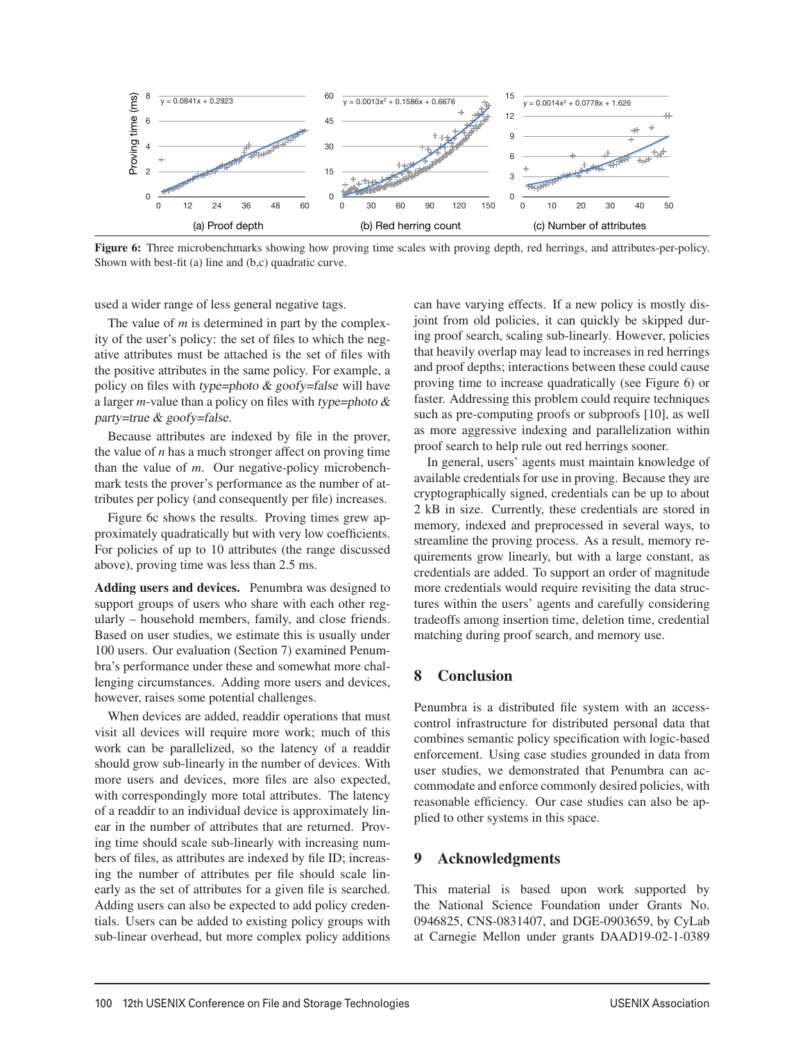Figure 6: Three microbenchmarks showing how proving time scales with proving depth, red herrings, and attributes-per-policy. Shown with best-fit (a) line and (b,c) quadratic curve.

used a wider range of less general negative tags.

The value of $m$ is determined in part by the complexity of the user's policy: the set of files to which the negative attributes must be attached is the set of files with the positive attributes in the same policy. For example, a policy on files with *type=photo & goofy=false* will have a larger $m$-value than a policy on files with *type=photo & party=true & goofy=false*.

Because attributes are indexed by file in the prover, the value of $n$ has a much stronger affect on proving time than the value of $m$. Our negative-policy microbenchmark tests the prover's performance as the number of attributes per policy (and consequently per file) increases.

Figure 6c shows the results. Proving times grew approximately quadratically but with very low coefficients. For policies of up to 10 attributes (the range discussed above), proving time was less than 2.5 ms.

**Adding users and devices.** Penumbra was designed to support groups of users who share with each other regularly – household members, family, and close friends. Based on user studies, we estimate this is usually under 100 users. Our evaluation (Section 7) examined Penumbra's performance under these and somewhat more challenging circumstances. Adding more users and devices, however, raises some potential challenges.

When devices are added, readdir operations that must visit all devices will require more work; much of this work can be parallelized, so the latency of a readdir should grow sub-linearly in the number of devices. With more users and devices, more files are also expected, with correspondingly more total attributes. The latency of a readdir to an individual device is approximately linear in the number of attributes that are returned. Proving time should scale sub-linearly with increasing numbers of files, as attributes are indexed by file ID; increasing the number of attributes per file should scale linearly as the set of attributes for a given file is searched. Adding users can also be expected to add policy credentials. Users can be added to existing policy groups with sub-linear overhead, but more complex policy additions can have varying effects. If a new policy is mostly disjoint from old policies, it can quickly be skipped during proof search, scaling sub-linearly. However, policies that heavily overlap may lead to increases in red herrings and proof depths; interactions between these could cause proving time to increase quadratically (see Figure 6) or faster. Addressing this problem could require techniques such as pre-computing proofs or subproofs [10], as well as more aggressive indexing and parallelization within proof search to help rule out red herrings sooner.

In general, users' agents must maintain knowledge of available credentials for use in proving. Because they are cryptographically signed, credentials can be up to about 2 kB in size. Currently, these credentials are stored in memory, indexed and preprocessed in several ways, to streamline the proving process. As a result, memory requirements grow linearly, but with a large constant, as credentials are added. To support an order of magnitude more credentials would require revisiting the data structures within the users' agents and carefully considering tradeoffs among insertion time, deletion time, credential matching during proof search, and memory use.

## 8 Conclusion

Penumbra is a distributed file system with an access-control infrastructure for distributed personal data that combines semantic policy specification with logic-based enforcement. Using case studies grounded in data from user studies, we demonstrated that Penumbra can accommodate and enforce commonly desired policies, with reasonable efficiency. Our case studies can also be applied to other systems in this space.

## 9 Acknowledgments

This material is based upon work supported by the National Science Foundation under Grants No. 0946825, CNS-0831407, and DGE-0903659, by CyLab at Carnegie Mellon under grants DAAD19-02-1-0389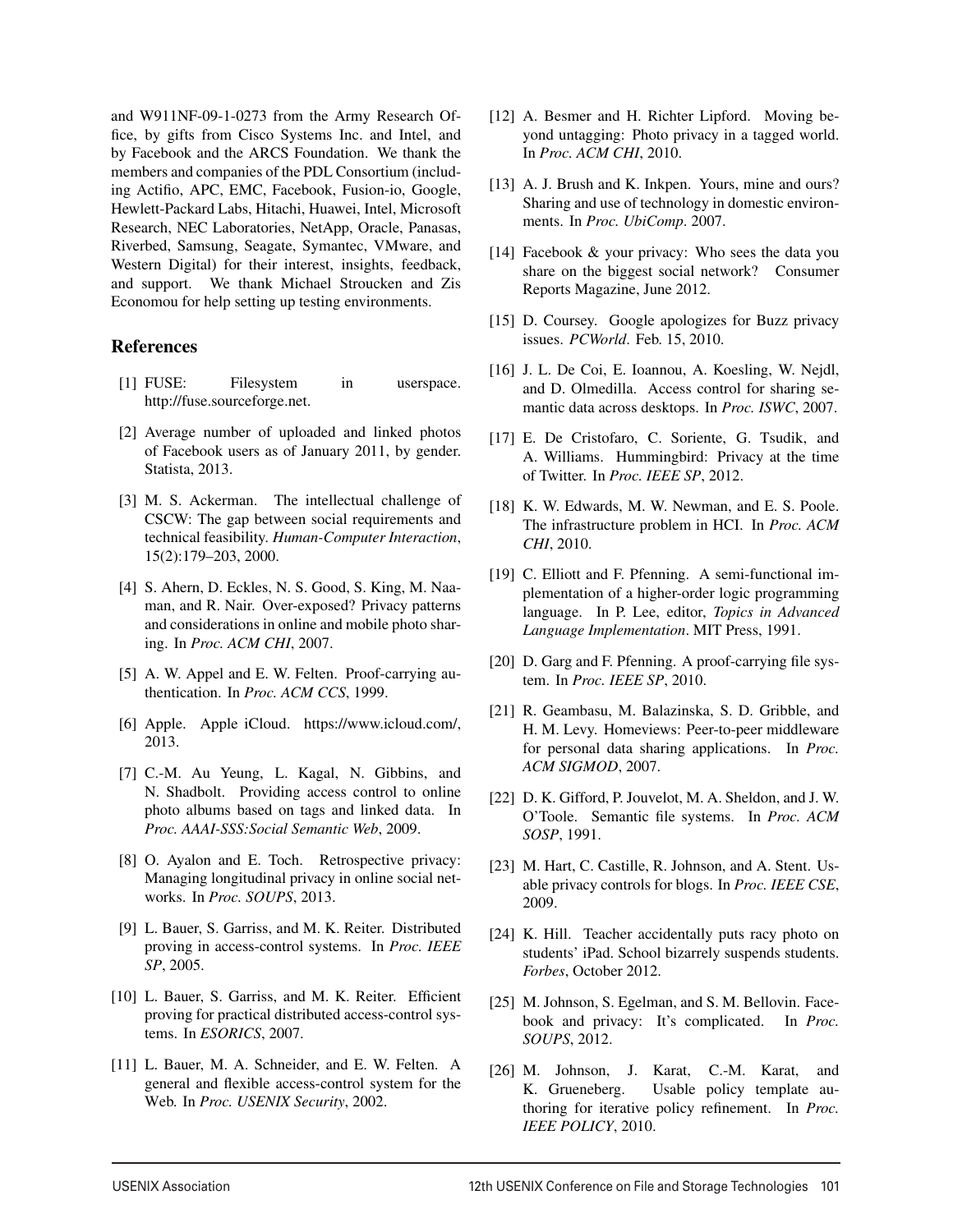and W911NF-09-1-0273 from the Army Research Office, by gifts from Cisco Systems Inc. and Intel, and by Facebook and the ARCS Foundation. We thank the members and companies of the PDL Consortium (including Actifio, APC, EMC, Facebook, Fusion-io, Google, Hewlett-Packard Labs, Hitachi, Huawei, Intel, Microsoft Research, NEC Laboratories, NetApp, Oracle, Panasas, Riverbed, Samsung, Seagate, Symantec, VMware, and Western Digital) for their interest, insights, feedback, and support. We thank Michael Stroucken and Zis Economou for help setting up testing environments.

## References

[1] FUSE: Filesystem in userspace. http://fuse.sourceforge.net.

[2] Average number of uploaded and linked photos of Facebook users as of January 2011, by gender. Statista, 2013.

[3] M. S. Ackerman. The intellectual challenge of CSCW: The gap between social requirements and technical feasibility. *Human-Computer Interaction*, 15(2):179–203, 2000.

[4] S. Ahern, D. Eckles, N. S. Good, S. King, M. Naaman, and R. Nair. Over-exposed? Privacy patterns and considerations in online and mobile photo sharing. In *Proc. ACM CHI*, 2007.

[5] A. W. Appel and E. W. Felten. Proof-carrying authentication. In *Proc. ACM CCS*, 1999.

[6] Apple. Apple iCloud. https://www.icloud.com/, 2013.

[7] C.-M. Au Yeung, L. Kagal, N. Gibbins, and N. Shadbolt. Providing access control to online photo albums based on tags and linked data. In *Proc. AAAI-SSS:Social Semantic Web*, 2009.

[8] O. Ayalon and E. Toch. Retrospective privacy: Managing longitudinal privacy in online social networks. In *Proc. SOUPS*, 2013.

[9] L. Bauer, S. Garriss, and M. K. Reiter. Distributed proving in access-control systems. In *Proc. IEEE SP*, 2005.

[10] L. Bauer, S. Garriss, and M. K. Reiter. Efficient proving for practical distributed access-control systems. In *ESORICS*, 2007.

[11] L. Bauer, M. A. Schneider, and E. W. Felten. A general and flexible access-control system for the Web. In *Proc. USENIX Security*, 2002.

[12] A. Besmer and H. Richter Lipford. Moving beyond untagging: Photo privacy in a tagged world. In *Proc. ACM CHI*, 2010.

[13] A. J. Brush and K. Inkpen. Yours, mine and ours? Sharing and use of technology in domestic environments. In *Proc. UbiComp*. 2007.

[14] Facebook & your privacy: Who sees the data you share on the biggest social network? Consumer Reports Magazine, June 2012.

[15] D. Coursey. Google apologizes for Buzz privacy issues. *PCWorld*. Feb. 15, 2010.

[16] J. L. De Coi, E. Ioannou, A. Koesling, W. Nejdl, and D. Olmedilla. Access control for sharing semantic data across desktops. In *Proc. ISWC*, 2007.

[17] E. De Cristofaro, C. Soriente, G. Tsudik, and A. Williams. Hummingbird: Privacy at the time of Twitter. In *Proc. IEEE SP*, 2012.

[18] K. W. Edwards, M. W. Newman, and E. S. Poole. The infrastructure problem in HCI. In *Proc. ACM CHI*, 2010.

[19] C. Elliott and F. Pfenning. A semi-functional implementation of a higher-order logic programming language. In P. Lee, editor, *Topics in Advanced Language Implementation*. MIT Press, 1991.

[20] D. Garg and F. Pfenning. A proof-carrying file system. In *Proc. IEEE SP*, 2010.

[21] R. Geambasu, M. Balazinska, S. D. Gribble, and H. M. Levy. Homeviews: Peer-to-peer middleware for personal data sharing applications. In *Proc. ACM SIGMOD*, 2007.

[22] D. K. Gifford, P. Jouvelot, M. A. Sheldon, and J. W. O'Toole. Semantic file systems. In *Proc. ACM SOSP*, 1991.

[23] M. Hart, C. Castille, R. Johnson, and A. Stent. Usable privacy controls for blogs. In *Proc. IEEE CSE*, 2009.

[24] K. Hill. Teacher accidentally puts racy photo on students' iPad. School bizarrely suspends students. *Forbes*, October 2012.

[25] M. Johnson, S. Egelman, and S. M. Bellovin. Facebook and privacy: It's complicated. In *Proc. SOUPS*, 2012.

[26] M. Johnson, J. Karat, C.-M. Karat, and K. Grueneberg. Usable policy template authoring for iterative policy refinement. In *Proc. IEEE POLICY*, 2010.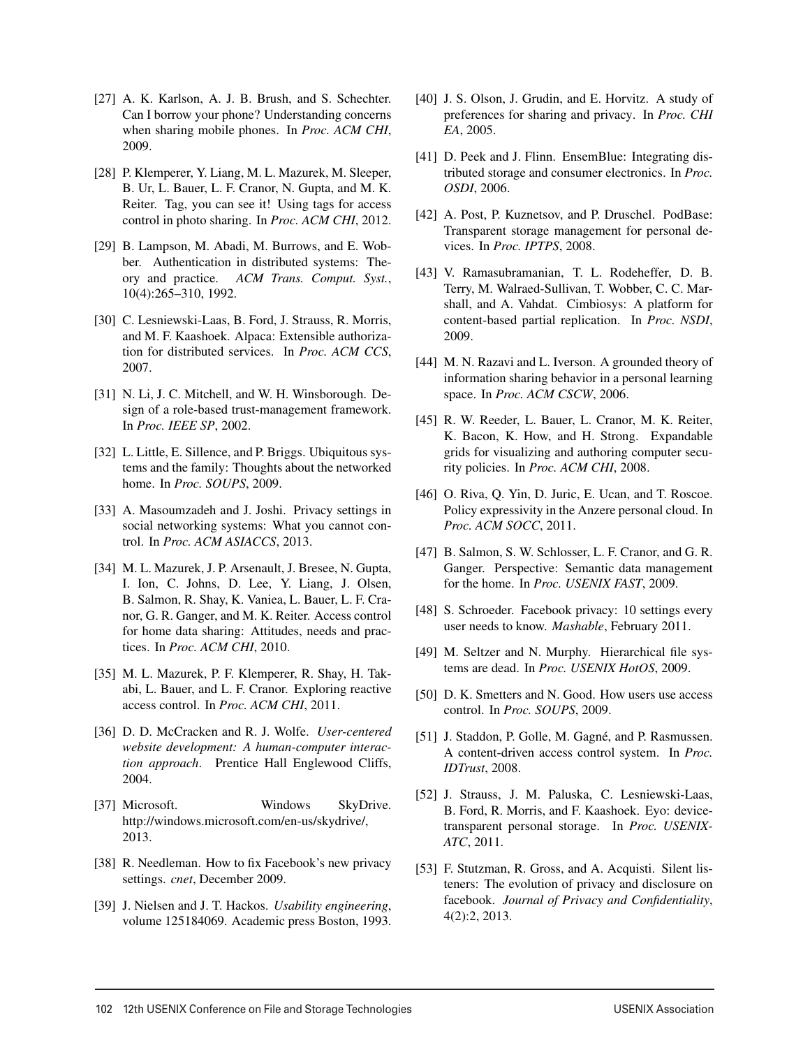[27] A. K. Karlson, A. J. B. Brush, and S. Schechter. Can I borrow your phone? Understanding concerns when sharing mobile phones. In *Proc. ACM CHI*, 2009.

[28] P. Klemperer, Y. Liang, M. L. Mazurek, M. Sleeper, B. Ur, L. Bauer, L. F. Cranor, N. Gupta, and M. K. Reiter. Tag, you can see it! Using tags for access control in photo sharing. In *Proc. ACM CHI*, 2012.

[29] B. Lampson, M. Abadi, M. Burrows, and E. Wobber. Authentication in distributed systems: Theory and practice. *ACM Trans. Comput. Syst.*, 10(4):265–310, 1992.

[30] C. Lesniewski-Laas, B. Ford, J. Strauss, R. Morris, and M. F. Kaashoek. Alpaca: Extensible authorization for distributed services. In *Proc. ACM CCS*, 2007.

[31] N. Li, J. C. Mitchell, and W. H. Winsborough. Design of a role-based trust-management framework. In *Proc. IEEE SP*, 2002.

[32] L. Little, E. Sillence, and P. Briggs. Ubiquitous systems and the family: Thoughts about the networked home. In *Proc. SOUPS*, 2009.

[33] A. Masoumzadeh and J. Joshi. Privacy settings in social networking systems: What you cannot control. In *Proc. ACM ASIACCS*, 2013.

[34] M. L. Mazurek, J. P. Arsenault, J. Bresee, N. Gupta, I. Ion, C. Johns, D. Lee, Y. Liang, J. Olsen, B. Salmon, R. Shay, K. Vaniea, L. Bauer, L. F. Cranor, G. R. Ganger, and M. K. Reiter. Access control for home data sharing: Attitudes, needs and practices. In *Proc. ACM CHI*, 2010.

[35] M. L. Mazurek, P. F. Klemperer, R. Shay, H. Takabi, L. Bauer, and L. F. Cranor. Exploring reactive access control. In *Proc. ACM CHI*, 2011.

[36] D. D. McCracken and R. J. Wolfe. *User-centered website development: A human-computer interaction approach*. Prentice Hall Englewood Cliffs, 2004.

[37] Microsoft. Windows SkyDrive. http://windows.microsoft.com/en-us/skydrive/, 2013.

[38] R. Needleman. How to fix Facebook's new privacy settings. *cnet*, December 2009.

[39] J. Nielsen and J. T. Hackos. *Usability engineering*, volume 125184069. Academic press Boston, 1993.

[40] J. S. Olson, J. Grudin, and E. Horvitz. A study of preferences for sharing and privacy. In *Proc. CHI EA*, 2005.

[41] D. Peek and J. Flinn. EnsemBlue: Integrating distributed storage and consumer electronics. In *Proc. OSDI*, 2006.

[42] A. Post, P. Kuznetsov, and P. Druschel. PodBase: Transparent storage management for personal devices. In *Proc. IPTPS*, 2008.

[43] V. Ramasubramanian, T. L. Rodeheffer, D. B. Terry, M. Walraed-Sullivan, T. Wobber, C. C. Marshall, and A. Vahdat. Cimbiosys: A platform for content-based partial replication. In *Proc. NSDI*, 2009.

[44] M. N. Razavi and L. Iverson. A grounded theory of information sharing behavior in a personal learning space. In *Proc. ACM CSCW*, 2006.

[45] R. W. Reeder, L. Bauer, L. Cranor, M. K. Reiter, K. Bacon, K. How, and H. Strong. Expandable grids for visualizing and authoring computer security policies. In *Proc. ACM CHI*, 2008.

[46] O. Riva, Q. Yin, D. Juric, E. Ucan, and T. Roscoe. Policy expressivity in the Anzere personal cloud. In *Proc. ACM SOCC*, 2011.

[47] B. Salmon, S. W. Schlosser, L. F. Cranor, and G. R. Ganger. Perspective: Semantic data management for the home. In *Proc. USENIX FAST*, 2009.

[48] S. Schroeder. Facebook privacy: 10 settings every user needs to know. *Mashable*, February 2011.

[49] M. Seltzer and N. Murphy. Hierarchical file systems are dead. In *Proc. USENIX HotOS*, 2009.

[50] D. K. Smetters and N. Good. How users use access control. In *Proc. SOUPS*, 2009.

[51] J. Staddon, P. Golle, M. Gagné, and P. Rasmussen. A content-driven access control system. In *Proc. IDTrust*, 2008.

[52] J. Strauss, J. M. Paluska, C. Lesniewski-Laas, B. Ford, R. Morris, and F. Kaashoek. Eyo: device-transparent personal storage. In *Proc. USENIX-ATC*, 2011.

[53] F. Stutzman, R. Gross, and A. Acquisti. Silent listeners: The evolution of privacy and disclosure on facebook. *Journal of Privacy and Confidentiality*, 4(2):2, 2013.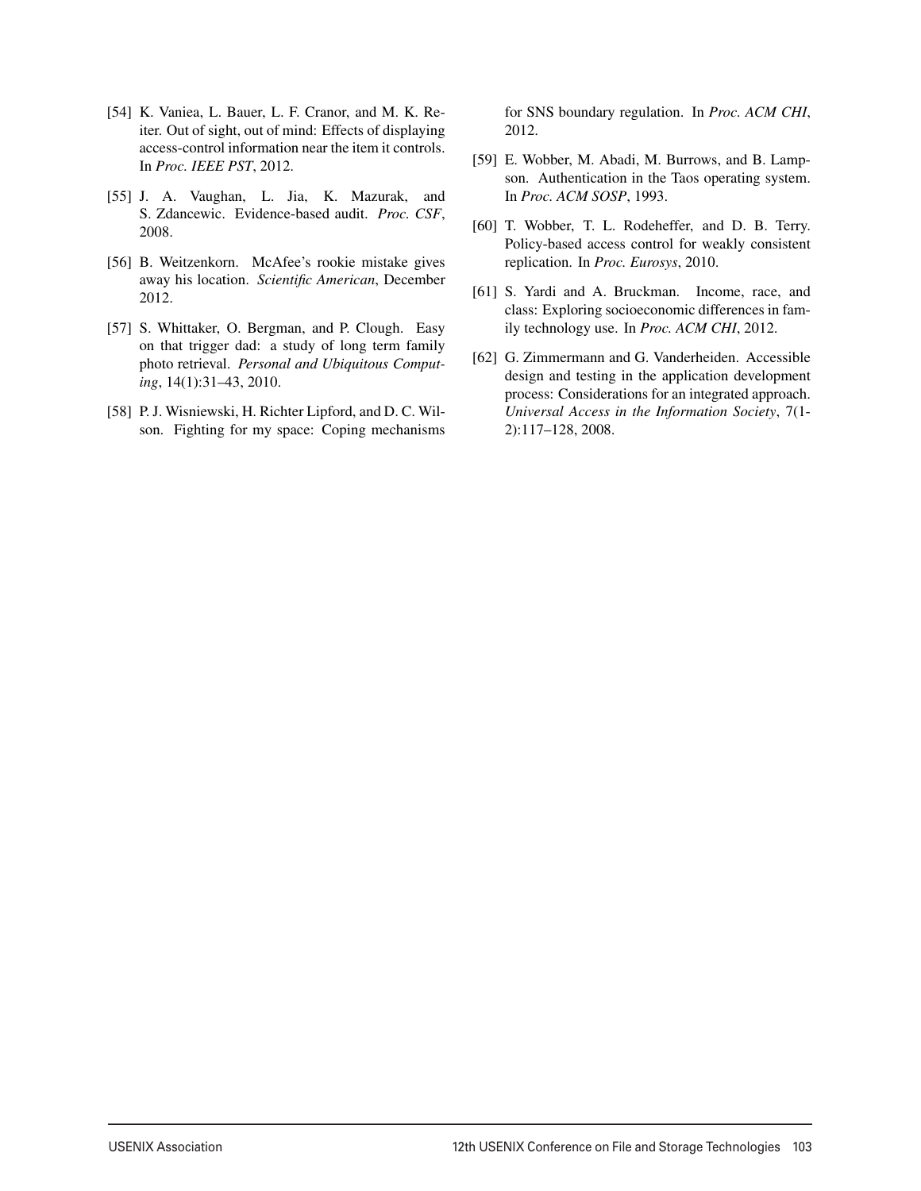[54] K. Vaniea, L. Bauer, L. F. Cranor, and M. K. Reiter. Out of sight, out of mind: Effects of displaying access-control information near the item it controls. In *Proc. IEEE PST*, 2012.

[55] J. A. Vaughan, L. Jia, K. Mazurak, and S. Zdancewic. Evidence-based audit. *Proc. CSF*, 2008.

[56] B. Weitzenkorn. McAfee's rookie mistake gives away his location. *Scientific American*, December 2012.

[57] S. Whittaker, O. Bergman, and P. Clough. Easy on that trigger dad: a study of long term family photo retrieval. *Personal and Ubiquitous Computing*, 14(1):31–43, 2010.

[58] P. J. Wisniewski, H. Richter Lipford, and D. C. Wilson. Fighting for my space: Coping mechanisms for SNS boundary regulation. In *Proc. ACM CHI*, 2012.

[59] E. Wobber, M. Abadi, M. Burrows, and B. Lampson. Authentication in the Taos operating system. In *Proc. ACM SOSP*, 1993.

[60] T. Wobber, T. L. Rodeheffer, and D. B. Terry. Policy-based access control for weakly consistent replication. In *Proc. Eurosys*, 2010.

[61] S. Yardi and A. Bruckman. Income, race, and class: Exploring socioeconomic differences in family technology use. In *Proc. ACM CHI*, 2012.

[62] G. Zimmermann and G. Vanderheiden. Accessible design and testing in the application development process: Considerations for an integrated approach. *Universal Access in the Information Society*, 7(1-2):117–128, 2008.